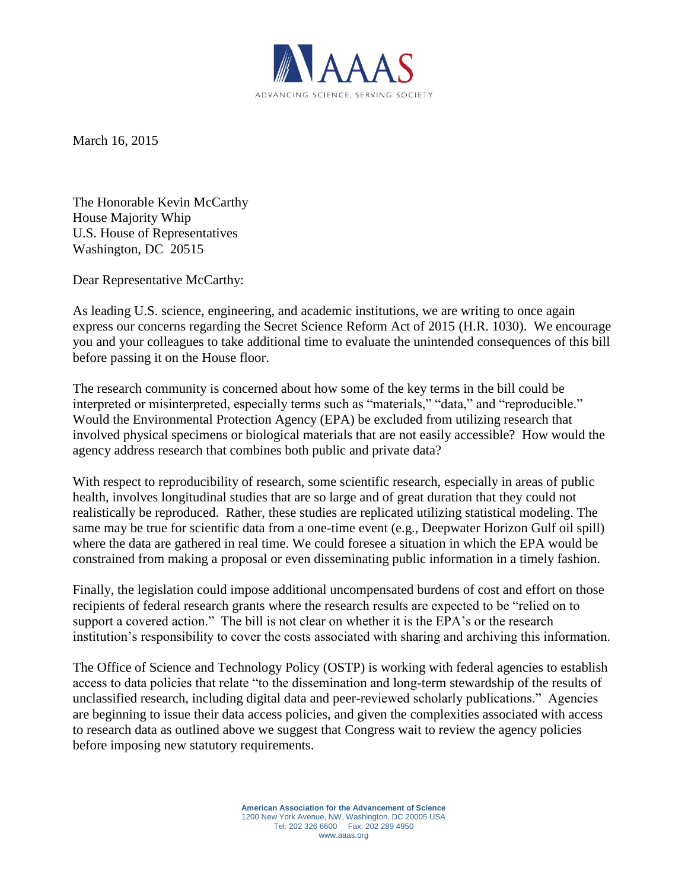AAAS

ADVANCING SCIENCE, SERVING SOCIETY

March 16, 2015

The Honorable Kevin McCarthy
House Majority Whip
U.S. House of Representatives
Washington, DC 20515

Dear Representative McCarthy:

As leading U.S. science, engineering, and academic institutions, we are writing to once again express our concerns regarding the Secret Science Reform Act of 2015 (H.R. 1030). We encourage you and your colleagues to take additional time to evaluate the unintended consequences of this bill before passing it on the House floor.

The research community is concerned about how some of the key terms in the bill could be interpreted or misinterpreted, especially terms such as "materials," "data," and "reproducible." Would the Environmental Protection Agency (EPA) be excluded from utilizing research that involved physical specimens or biological materials that are not easily accessible? How would the agency address research that combines both public and private data?

With respect to reproducibility of research, some scientific research, especially in areas of public health, involves longitudinal studies that are so large and of great duration that they could not realistically be reproduced. Rather, these studies are replicated utilizing statistical modeling. The same may be true for scientific data from a one-time event (e.g., Deepwater Horizon Gulf oil spill) where the data are gathered in real time. We could foresee a situation in which the EPA would be constrained from making a proposal or even disseminating public information in a timely fashion.

Finally, the legislation could impose additional uncompensated burdens of cost and effort on those recipients of federal research grants where the research results are expected to be "relied on to support a covered action." The bill is not clear on whether it is the EPA's or the research institution's responsibility to cover the costs associated with sharing and archiving this information.

The Office of Science and Technology Policy (OSTP) is working with federal agencies to establish access to data policies that relate "to the dissemination and long-term stewardship of the results of unclassified research, including digital data and peer-reviewed scholarly publications." Agencies are beginning to issue their data access policies, and given the complexities associated with access to research data as outlined above we suggest that Congress wait to review the agency policies before imposing new statutory requirements.

**American Association for the Advancement of Science**
1200 New York Avenue, NW, Washington, DC 20005 USA
Tel: 202 326 6600 Fax: 202 289 4950
www.aaas.org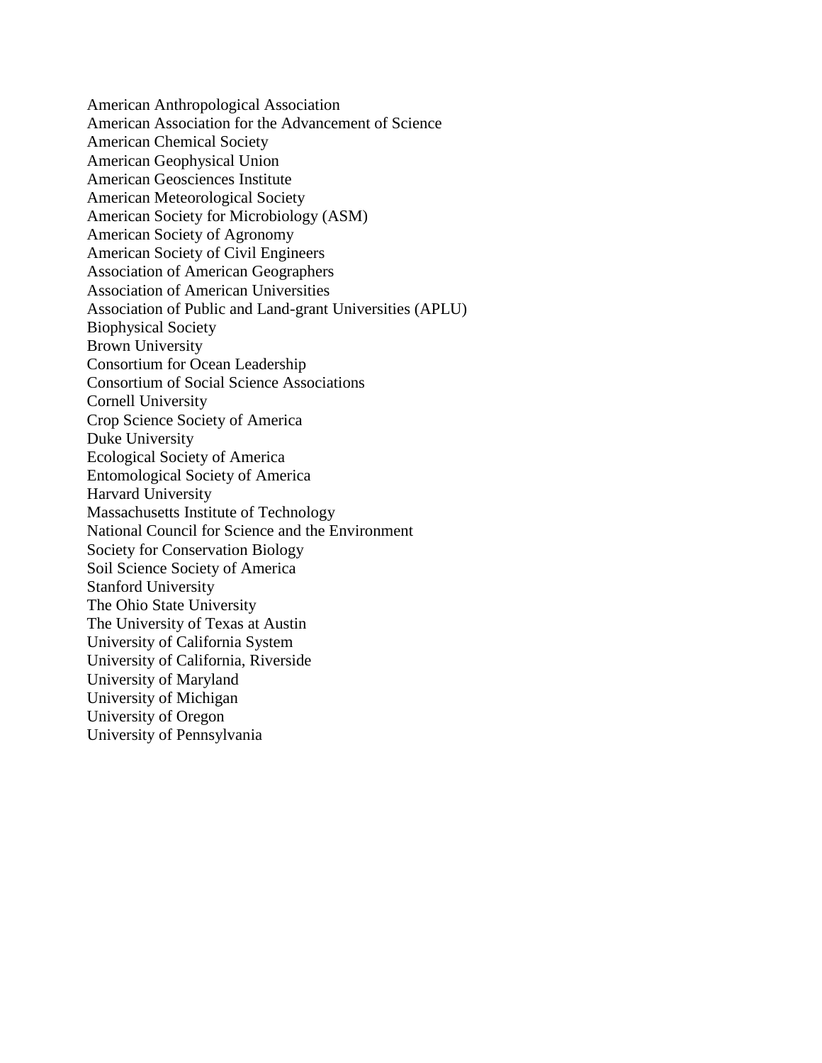American Anthropological Association
American Association for the Advancement of Science
American Chemical Society
American Geophysical Union
American Geosciences Institute
American Meteorological Society
American Society for Microbiology (ASM)
American Society of Agronomy
American Society of Civil Engineers
Association of American Geographers
Association of American Universities
Association of Public and Land-grant Universities (APLU)
Biophysical Society
Brown University
Consortium for Ocean Leadership
Consortium of Social Science Associations
Cornell University
Crop Science Society of America
Duke University
Ecological Society of America
Entomological Society of America
Harvard University
Massachusetts Institute of Technology
National Council for Science and the Environment
Society for Conservation Biology
Soil Science Society of America
Stanford University
The Ohio State University
The University of Texas at Austin
University of California System
University of California, Riverside
University of Maryland
University of Michigan
University of Oregon
University of Pennsylvania